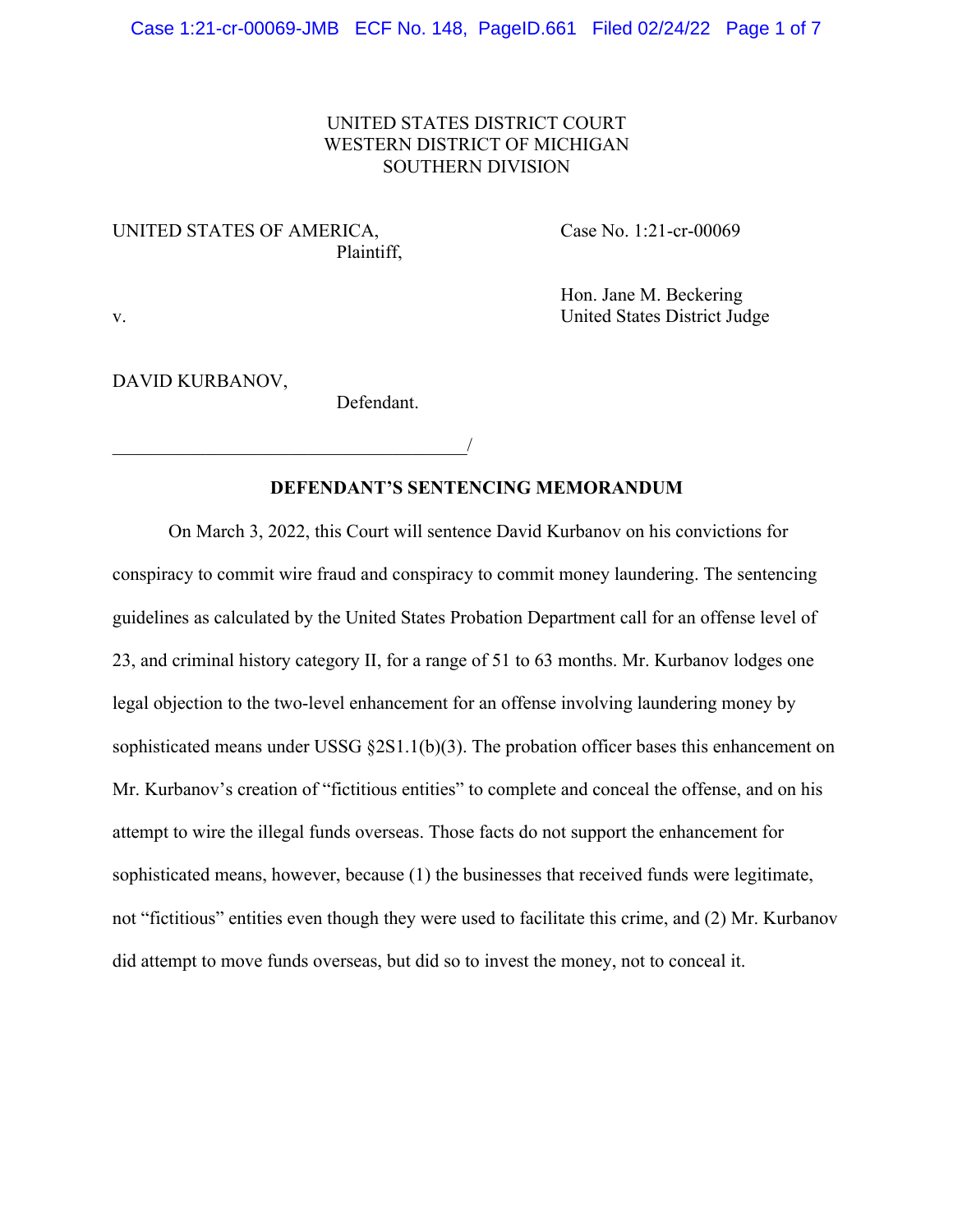UNITED STATES DISTRICT COURT
WESTERN DISTRICT OF MICHIGAN
SOUTHERN DIVISION

UNITED STATES OF AMERICA,
Plaintiff,

Case No. 1:21-cr-00069

v.

Hon. Jane M. Beckering
United States District Judge

DAVID KURBANOV,
Defendant.

_______________________________________/

**DEFENDANT'S SENTENCING MEMORANDUM**

On March 3, 2022, this Court will sentence David Kurbanov on his convictions for conspiracy to commit wire fraud and conspiracy to commit money laundering. The sentencing guidelines as calculated by the United States Probation Department call for an offense level of 23, and criminal history category II, for a range of 51 to 63 months. Mr. Kurbanov lodges one legal objection to the two-level enhancement for an offense involving laundering money by sophisticated means under USSG §2S1.1(b)(3). The probation officer bases this enhancement on Mr. Kurbanov's creation of "fictitious entities" to complete and conceal the offense, and on his attempt to wire the illegal funds overseas. Those facts do not support the enhancement for sophisticated means, however, because (1) the businesses that received funds were legitimate, not "fictitious" entities even though they were used to facilitate this crime, and (2) Mr. Kurbanov did attempt to move funds overseas, but did so to invest the money, not to conceal it.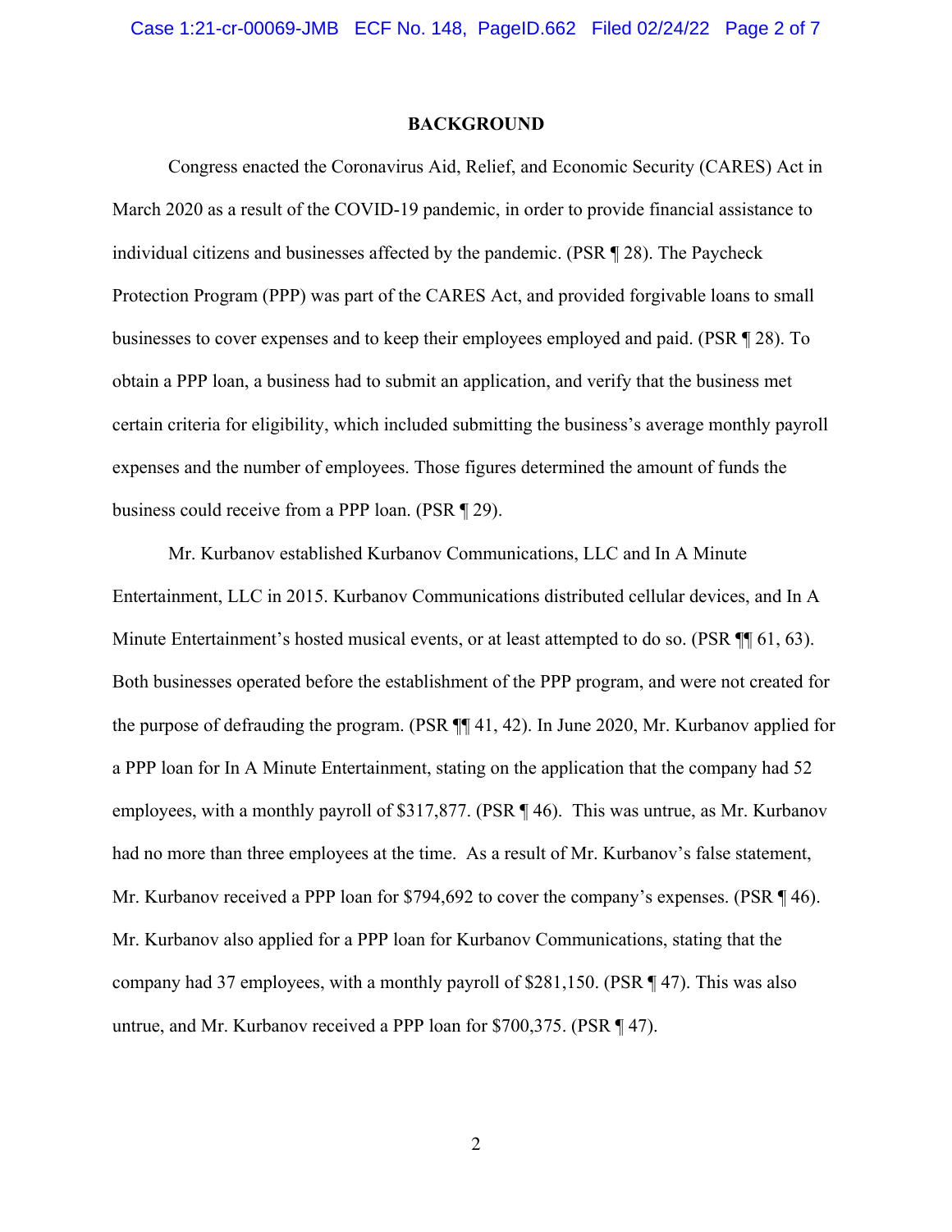## BACKGROUND

Congress enacted the Coronavirus Aid, Relief, and Economic Security (CARES) Act in March 2020 as a result of the COVID-19 pandemic, in order to provide financial assistance to individual citizens and businesses affected by the pandemic. (PSR ¶ 28). The Paycheck Protection Program (PPP) was part of the CARES Act, and provided forgivable loans to small businesses to cover expenses and to keep their employees employed and paid. (PSR ¶ 28). To obtain a PPP loan, a business had to submit an application, and verify that the business met certain criteria for eligibility, which included submitting the business's average monthly payroll expenses and the number of employees. Those figures determined the amount of funds the business could receive from a PPP loan. (PSR ¶ 29).

Mr. Kurbanov established Kurbanov Communications, LLC and In A Minute Entertainment, LLC in 2015. Kurbanov Communications distributed cellular devices, and In A Minute Entertainment's hosted musical events, or at least attempted to do so. (PSR ¶¶ 61, 63). Both businesses operated before the establishment of the PPP program, and were not created for the purpose of defrauding the program. (PSR ¶¶ 41, 42). In June 2020, Mr. Kurbanov applied for a PPP loan for In A Minute Entertainment, stating on the application that the company had 52 employees, with a monthly payroll of $317,877. (PSR ¶ 46). This was untrue, as Mr. Kurbanov had no more than three employees at the time. As a result of Mr. Kurbanov's false statement, Mr. Kurbanov received a PPP loan for $794,692 to cover the company's expenses. (PSR ¶ 46). Mr. Kurbanov also applied for a PPP loan for Kurbanov Communications, stating that the company had 37 employees, with a monthly payroll of $281,150. (PSR ¶ 47). This was also untrue, and Mr. Kurbanov received a PPP loan for $700,375. (PSR ¶ 47).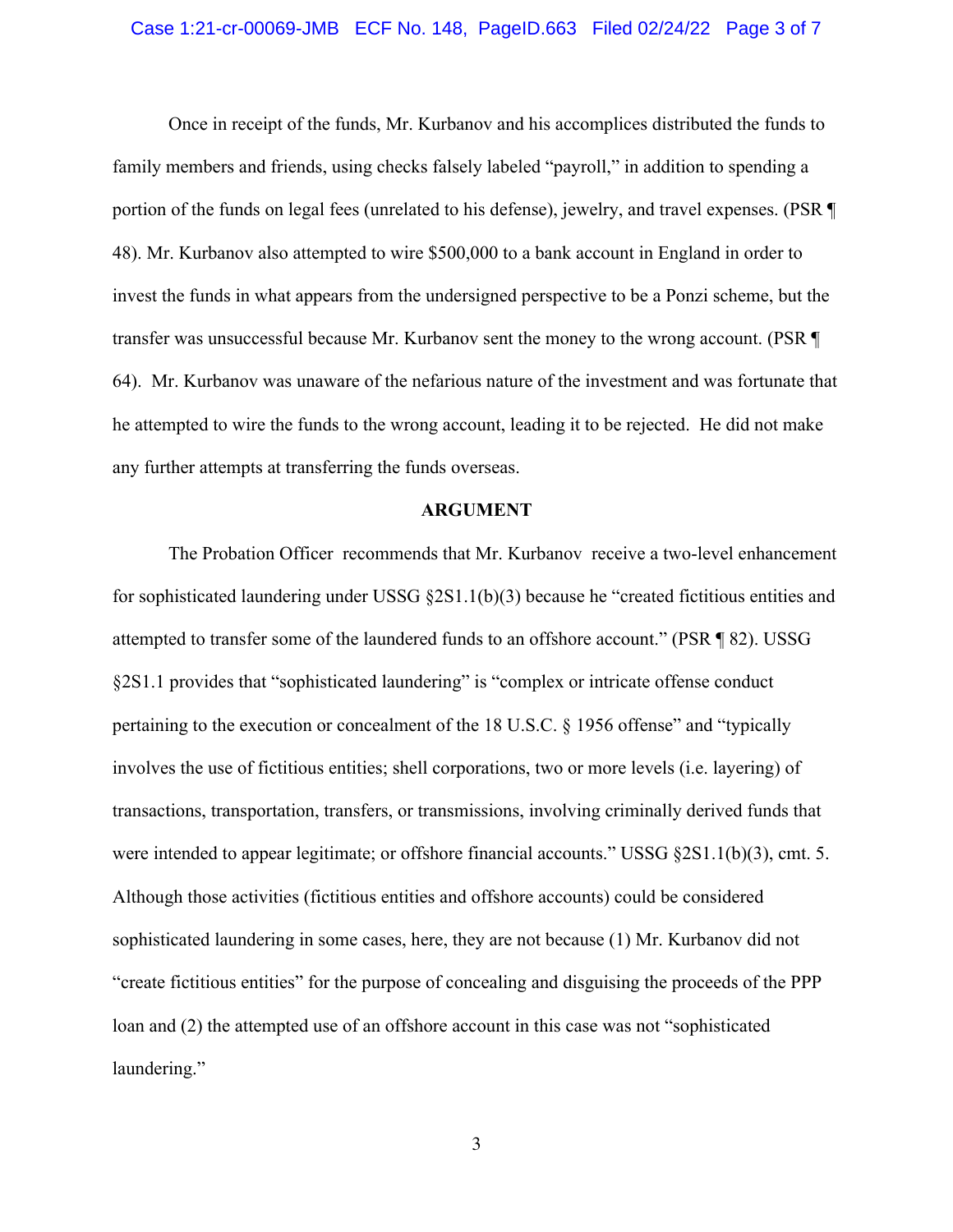Once in receipt of the funds, Mr. Kurbanov and his accomplices distributed the funds to family members and friends, using checks falsely labeled "payroll," in addition to spending a portion of the funds on legal fees (unrelated to his defense), jewelry, and travel expenses. (PSR ¶ 48). Mr. Kurbanov also attempted to wire $500,000 to a bank account in England in order to invest the funds in what appears from the undersigned perspective to be a Ponzi scheme, but the transfer was unsuccessful because Mr. Kurbanov sent the money to the wrong account. (PSR ¶ 64). Mr. Kurbanov was unaware of the nefarious nature of the investment and was fortunate that he attempted to wire the funds to the wrong account, leading it to be rejected. He did not make any further attempts at transferring the funds overseas.

**ARGUMENT**

The Probation Officer recommends that Mr. Kurbanov receive a two-level enhancement for sophisticated laundering under USSG §2S1.1(b)(3) because he "created fictitious entities and attempted to transfer some of the laundered funds to an offshore account." (PSR ¶ 82). USSG §2S1.1 provides that "sophisticated laundering" is "complex or intricate offense conduct pertaining to the execution or concealment of the 18 U.S.C. § 1956 offense" and "typically involves the use of fictitious entities; shell corporations, two or more levels (i.e. layering) of transactions, transportation, transfers, or transmissions, involving criminally derived funds that were intended to appear legitimate; or offshore financial accounts." USSG §2S1.1(b)(3), cmt. 5. Although those activities (fictitious entities and offshore accounts) could be considered sophisticated laundering in some cases, here, they are not because (1) Mr. Kurbanov did not "create fictitious entities" for the purpose of concealing and disguising the proceeds of the PPP loan and (2) the attempted use of an offshore account in this case was not "sophisticated laundering."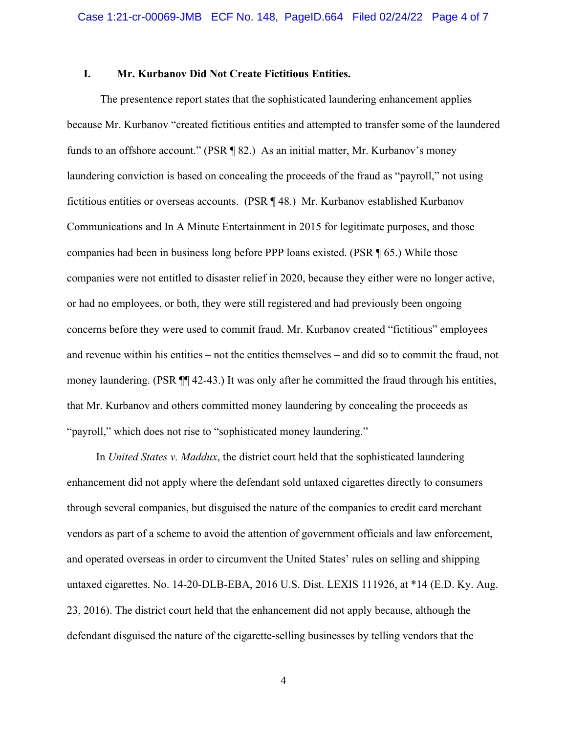## I. Mr. Kurbanov Did Not Create Fictitious Entities.

The presentence report states that the sophisticated laundering enhancement applies because Mr. Kurbanov "created fictitious entities and attempted to transfer some of the laundered funds to an offshore account." (PSR ¶ 82.) As an initial matter, Mr. Kurbanov's money laundering conviction is based on concealing the proceeds of the fraud as "payroll," not using fictitious entities or overseas accounts. (PSR ¶ 48.) Mr. Kurbanov established Kurbanov Communications and In A Minute Entertainment in 2015 for legitimate purposes, and those companies had been in business long before PPP loans existed. (PSR ¶ 65.) While those companies were not entitled to disaster relief in 2020, because they either were no longer active, or had no employees, or both, they were still registered and had previously been ongoing concerns before they were used to commit fraud. Mr. Kurbanov created "fictitious" employees and revenue within his entities – not the entities themselves – and did so to commit the fraud, not money laundering. (PSR ¶¶ 42-43.) It was only after he committed the fraud through his entities, that Mr. Kurbanov and others committed money laundering by concealing the proceeds as "payroll," which does not rise to "sophisticated money laundering."

In *United States v. Maddux*, the district court held that the sophisticated laundering enhancement did not apply where the defendant sold untaxed cigarettes directly to consumers through several companies, but disguised the nature of the companies to credit card merchant vendors as part of a scheme to avoid the attention of government officials and law enforcement, and operated overseas in order to circumvent the United States' rules on selling and shipping untaxed cigarettes. No. 14-20-DLB-EBA, 2016 U.S. Dist. LEXIS 111926, at *14 (E.D. Ky. Aug. 23, 2016). The district court held that the enhancement did not apply because, although the defendant disguised the nature of the cigarette-selling businesses by telling vendors that the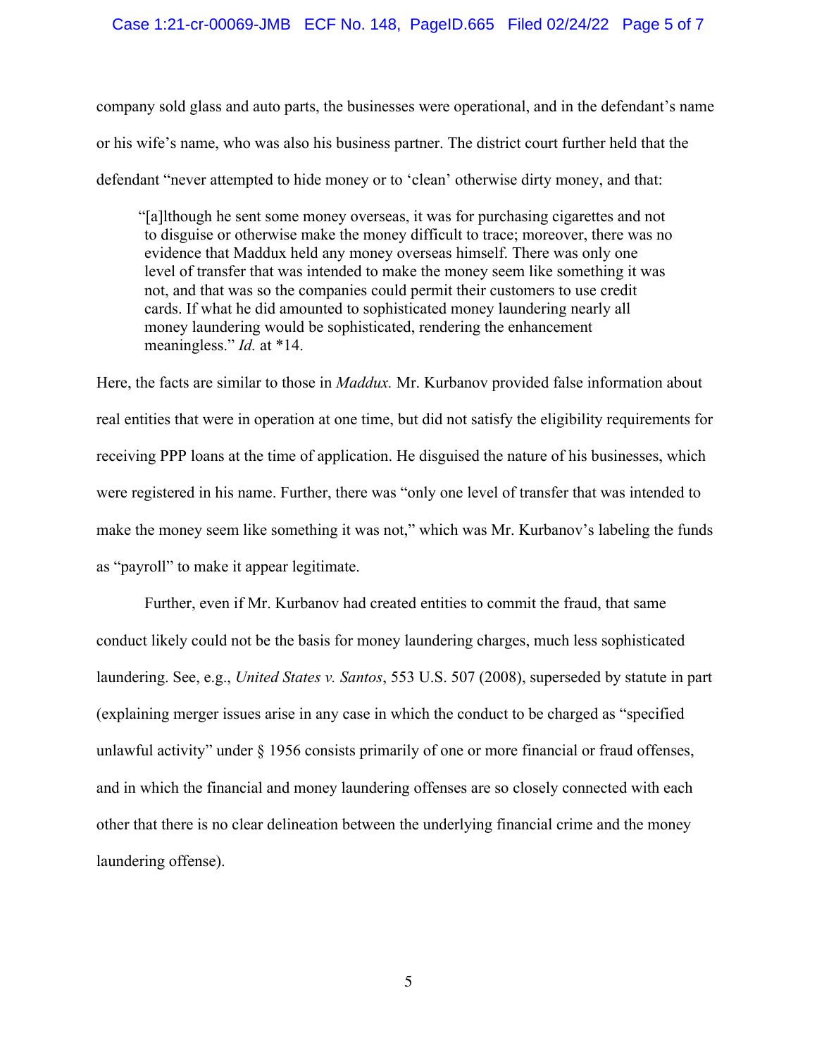company sold glass and auto parts, the businesses were operational, and in the defendant's name or his wife's name, who was also his business partner. The district court further held that the defendant "never attempted to hide money or to 'clean' otherwise dirty money, and that:

> "[a]lthough he sent some money overseas, it was for purchasing cigarettes and not to disguise or otherwise make the money difficult to trace; moreover, there was no evidence that Maddux held any money overseas himself. There was only one level of transfer that was intended to make the money seem like something it was not, and that was so the companies could permit their customers to use credit cards. If what he did amounted to sophisticated money laundering nearly all money laundering would be sophisticated, rendering the enhancement meaningless." *Id.* at *14.

Here, the facts are similar to those in *Maddux.* Mr. Kurbanov provided false information about real entities that were in operation at one time, but did not satisfy the eligibility requirements for receiving PPP loans at the time of application. He disguised the nature of his businesses, which were registered in his name. Further, there was "only one level of transfer that was intended to make the money seem like something it was not," which was Mr. Kurbanov's labeling the funds as "payroll" to make it appear legitimate.

Further, even if Mr. Kurbanov had created entities to commit the fraud, that same conduct likely could not be the basis for money laundering charges, much less sophisticated laundering. See, e.g., *United States v. Santos*, 553 U.S. 507 (2008), superseded by statute in part (explaining merger issues arise in any case in which the conduct to be charged as "specified unlawful activity" under § 1956 consists primarily of one or more financial or fraud offenses, and in which the financial and money laundering offenses are so closely connected with each other that there is no clear delineation between the underlying financial crime and the money laundering offense).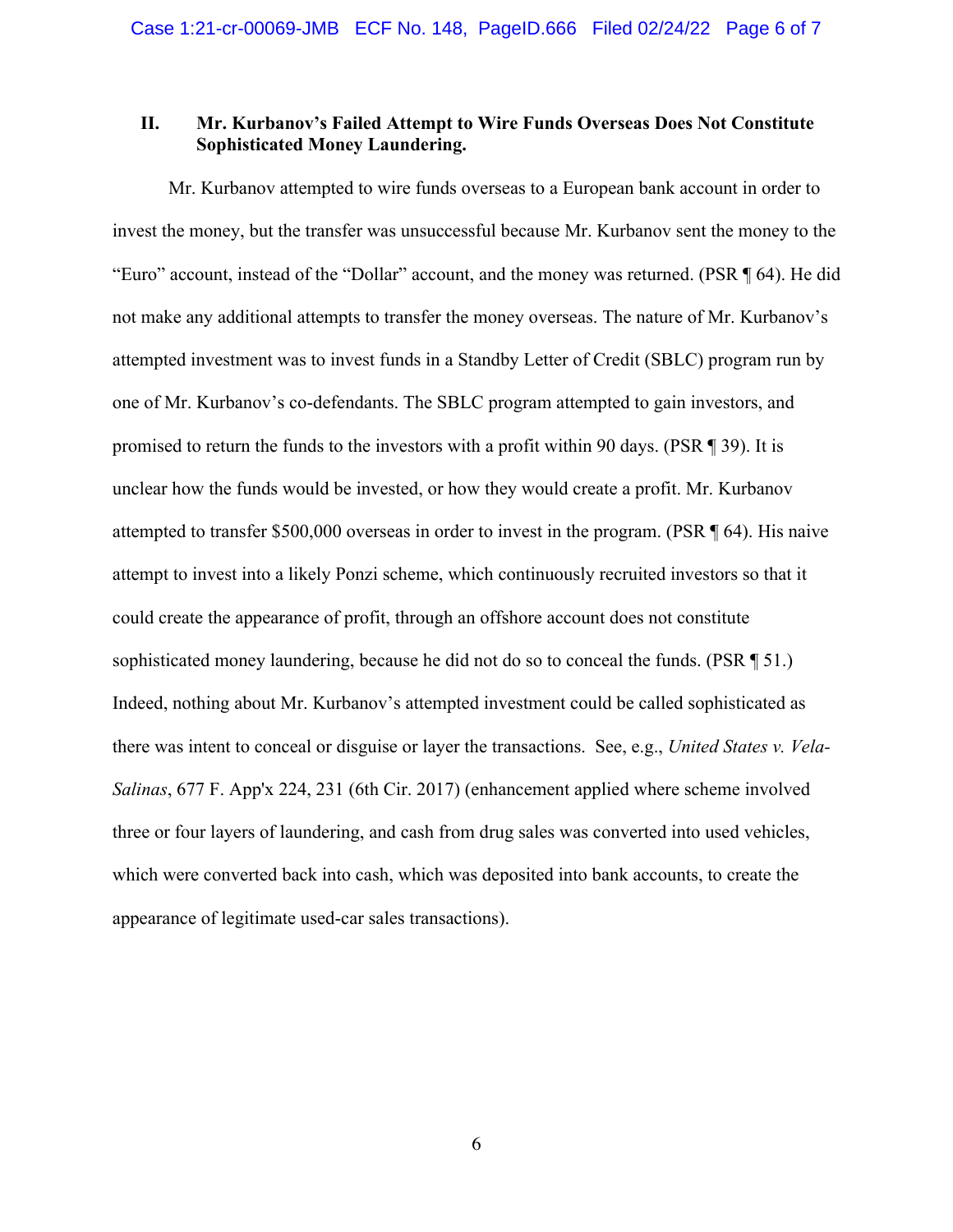## II. Mr. Kurbanov's Failed Attempt to Wire Funds Overseas Does Not Constitute Sophisticated Money Laundering.

Mr. Kurbanov attempted to wire funds overseas to a European bank account in order to invest the money, but the transfer was unsuccessful because Mr. Kurbanov sent the money to the "Euro" account, instead of the "Dollar" account, and the money was returned. (PSR ¶ 64). He did not make any additional attempts to transfer the money overseas. The nature of Mr. Kurbanov's attempted investment was to invest funds in a Standby Letter of Credit (SBLC) program run by one of Mr. Kurbanov's co-defendants. The SBLC program attempted to gain investors, and promised to return the funds to the investors with a profit within 90 days. (PSR ¶ 39). It is unclear how the funds would be invested, or how they would create a profit. Mr. Kurbanov attempted to transfer $500,000 overseas in order to invest in the program. (PSR ¶ 64). His naive attempt to invest into a likely Ponzi scheme, which continuously recruited investors so that it could create the appearance of profit, through an offshore account does not constitute sophisticated money laundering, because he did not do so to conceal the funds. (PSR ¶ 51.) Indeed, nothing about Mr. Kurbanov's attempted investment could be called sophisticated as there was intent to conceal or disguise or layer the transactions. See, e.g., *United States v. Vela-Salinas*, 677 F. App'x 224, 231 (6th Cir. 2017) (enhancement applied where scheme involved three or four layers of laundering, and cash from drug sales was converted into used vehicles, which were converted back into cash, which was deposited into bank accounts, to create the appearance of legitimate used-car sales transactions).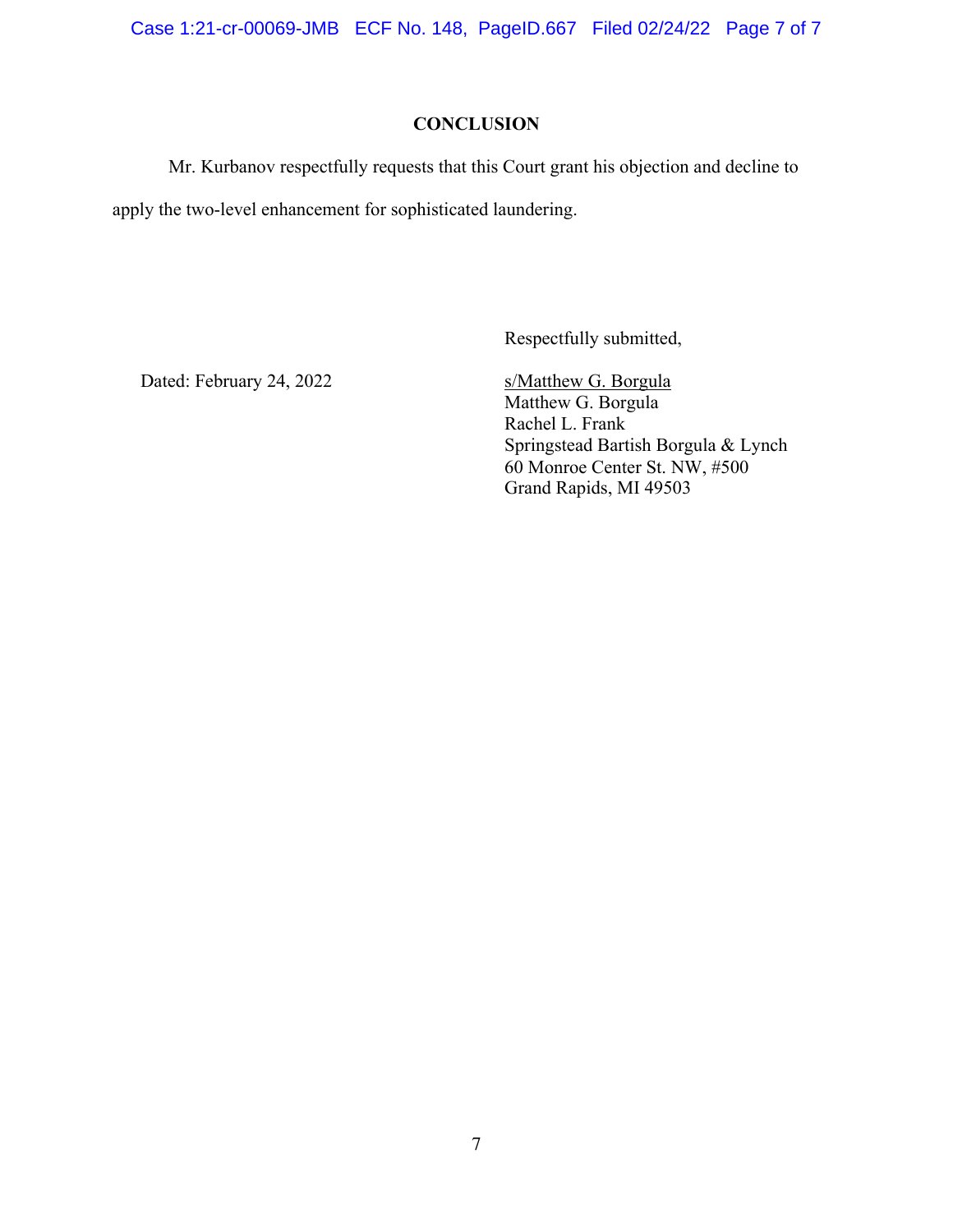## CONCLUSION

Mr. Kurbanov respectfully requests that this Court grant his objection and decline to apply the two-level enhancement for sophisticated laundering.

Respectfully submitted,

Dated: February 24, 2022

s/Matthew G. Borgula
Matthew G. Borgula
Rachel L. Frank
Springstead Bartish Borgula & Lynch
60 Monroe Center St. NW, #500
Grand Rapids, MI 49503